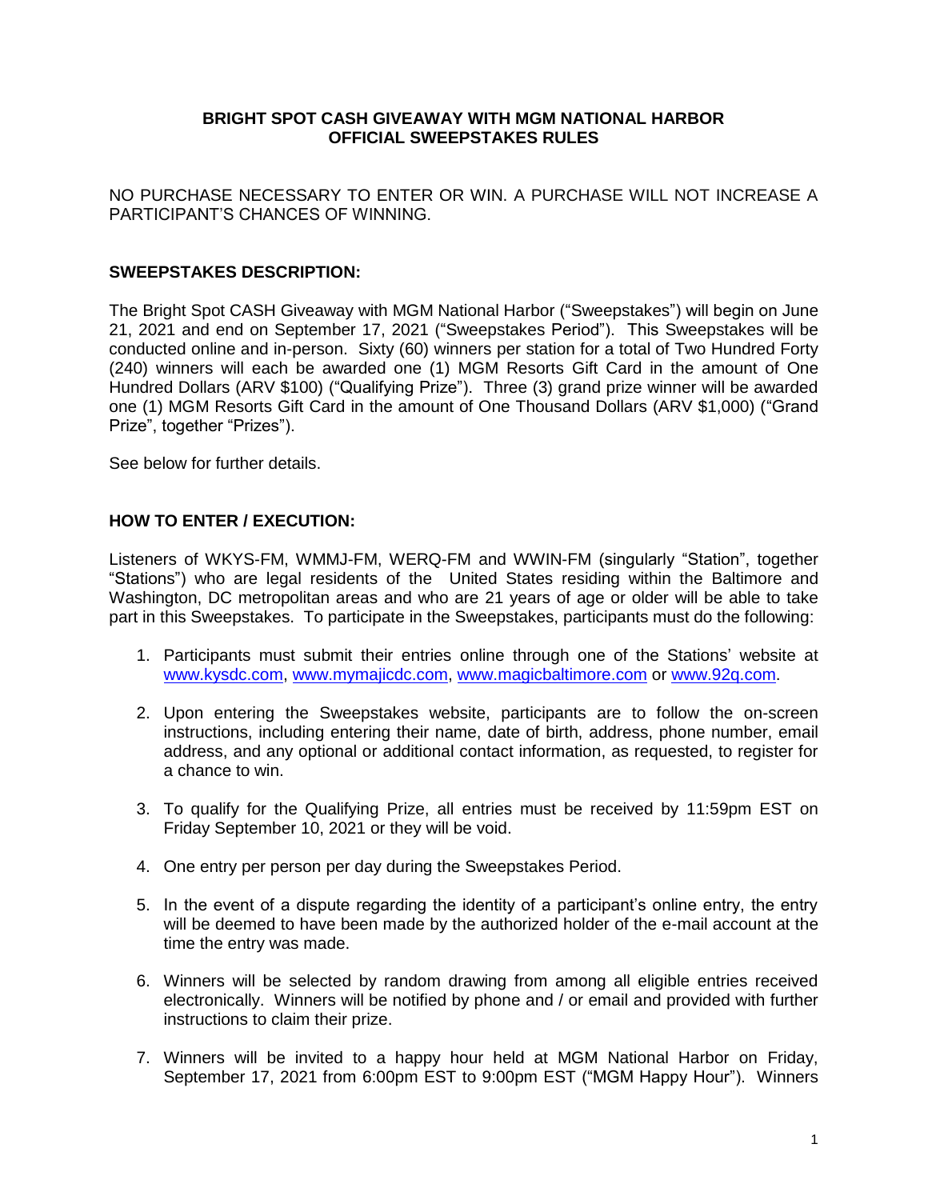**BRIGHT SPOT CASH GIVEAWAY WITH MGM NATIONAL HARBOR**
**OFFICIAL SWEEPSTAKES RULES**

NO PURCHASE NECESSARY TO ENTER OR WIN. A PURCHASE WILL NOT INCREASE A PARTICIPANT'S CHANCES OF WINNING.

**SWEEPSTAKES DESCRIPTION:**

The Bright Spot CASH Giveaway with MGM National Harbor ("Sweepstakes") will begin on June 21, 2021 and end on September 17, 2021 ("Sweepstakes Period"). This Sweepstakes will be conducted online and in-person. Sixty (60) winners per station for a total of Two Hundred Forty (240) winners will each be awarded one (1) MGM Resorts Gift Card in the amount of One Hundred Dollars (ARV $100) ("Qualifying Prize"). Three (3) grand prize winner will be awarded one (1) MGM Resorts Gift Card in the amount of One Thousand Dollars (ARV $1,000) ("Grand Prize", together "Prizes").

See below for further details.

**HOW TO ENTER / EXECUTION:**

Listeners of WKYS-FM, WMMJ-FM, WERQ-FM and WWIN-FM (singularly "Station", together "Stations") who are legal residents of the United States residing within the Baltimore and Washington, DC metropolitan areas and who are 21 years of age or older will be able to take part in this Sweepstakes. To participate in the Sweepstakes, participants must do the following:

1. Participants must submit their entries online through one of the Stations' website at www.kysdc.com, www.mymajicdc.com, www.magicbaltimore.com or www.92q.com.

2. Upon entering the Sweepstakes website, participants are to follow the on-screen instructions, including entering their name, date of birth, address, phone number, email address, and any optional or additional contact information, as requested, to register for a chance to win.

3. To qualify for the Qualifying Prize, all entries must be received by 11:59pm EST on Friday September 10, 2021 or they will be void.

4. One entry per person per day during the Sweepstakes Period.

5. In the event of a dispute regarding the identity of a participant's online entry, the entry will be deemed to have been made by the authorized holder of the e-mail account at the time the entry was made.

6. Winners will be selected by random drawing from among all eligible entries received electronically. Winners will be notified by phone and / or email and provided with further instructions to claim their prize.

7. Winners will be invited to a happy hour held at MGM National Harbor on Friday, September 17, 2021 from 6:00pm EST to 9:00pm EST ("MGM Happy Hour"). Winners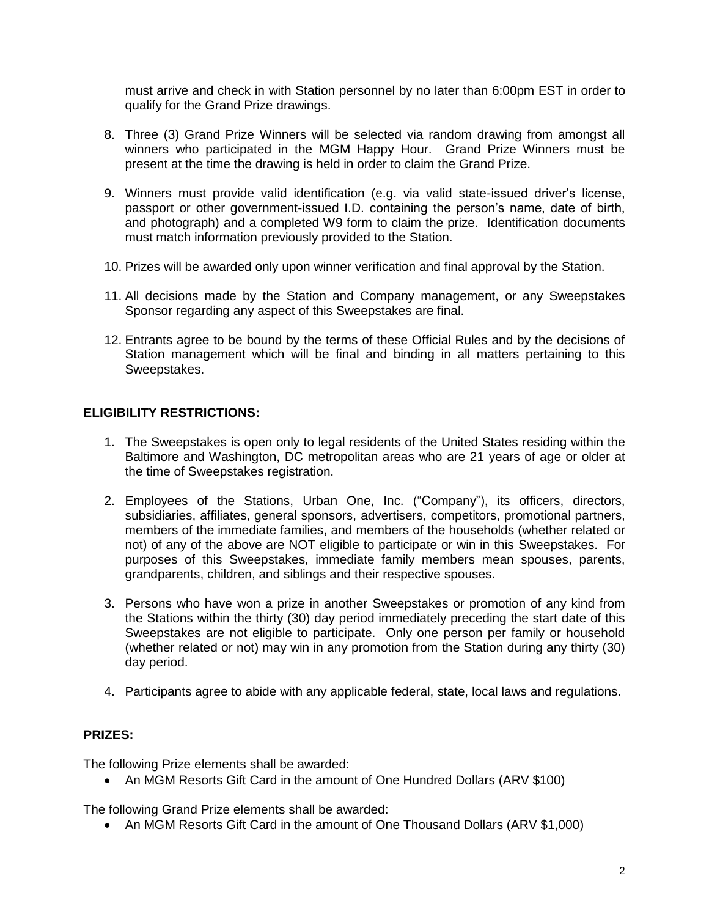must arrive and check in with Station personnel by no later than 6:00pm EST in order to qualify for the Grand Prize drawings.

8. Three (3) Grand Prize Winners will be selected via random drawing from amongst all winners who participated in the MGM Happy Hour. Grand Prize Winners must be present at the time the drawing is held in order to claim the Grand Prize.

9. Winners must provide valid identification (e.g. via valid state-issued driver's license, passport or other government-issued I.D. containing the person's name, date of birth, and photograph) and a completed W9 form to claim the prize. Identification documents must match information previously provided to the Station.

10. Prizes will be awarded only upon winner verification and final approval by the Station.

11. All decisions made by the Station and Company management, or any Sweepstakes Sponsor regarding any aspect of this Sweepstakes are final.

12. Entrants agree to be bound by the terms of these Official Rules and by the decisions of Station management which will be final and binding in all matters pertaining to this Sweepstakes.

**ELIGIBILITY RESTRICTIONS:**

1. The Sweepstakes is open only to legal residents of the United States residing within the Baltimore and Washington, DC metropolitan areas who are 21 years of age or older at the time of Sweepstakes registration.

2. Employees of the Stations, Urban One, Inc. ("Company"), its officers, directors, subsidiaries, affiliates, general sponsors, advertisers, competitors, promotional partners, members of the immediate families, and members of the households (whether related or not) of any of the above are NOT eligible to participate or win in this Sweepstakes. For purposes of this Sweepstakes, immediate family members mean spouses, parents, grandparents, children, and siblings and their respective spouses.

3. Persons who have won a prize in another Sweepstakes or promotion of any kind from the Stations within the thirty (30) day period immediately preceding the start date of this Sweepstakes are not eligible to participate. Only one person per family or household (whether related or not) may win in any promotion from the Station during any thirty (30) day period.

4. Participants agree to abide with any applicable federal, state, local laws and regulations.

**PRIZES:**

The following Prize elements shall be awarded:

- An MGM Resorts Gift Card in the amount of One Hundred Dollars (ARV $100)

The following Grand Prize elements shall be awarded:

- An MGM Resorts Gift Card in the amount of One Thousand Dollars (ARV $1,000)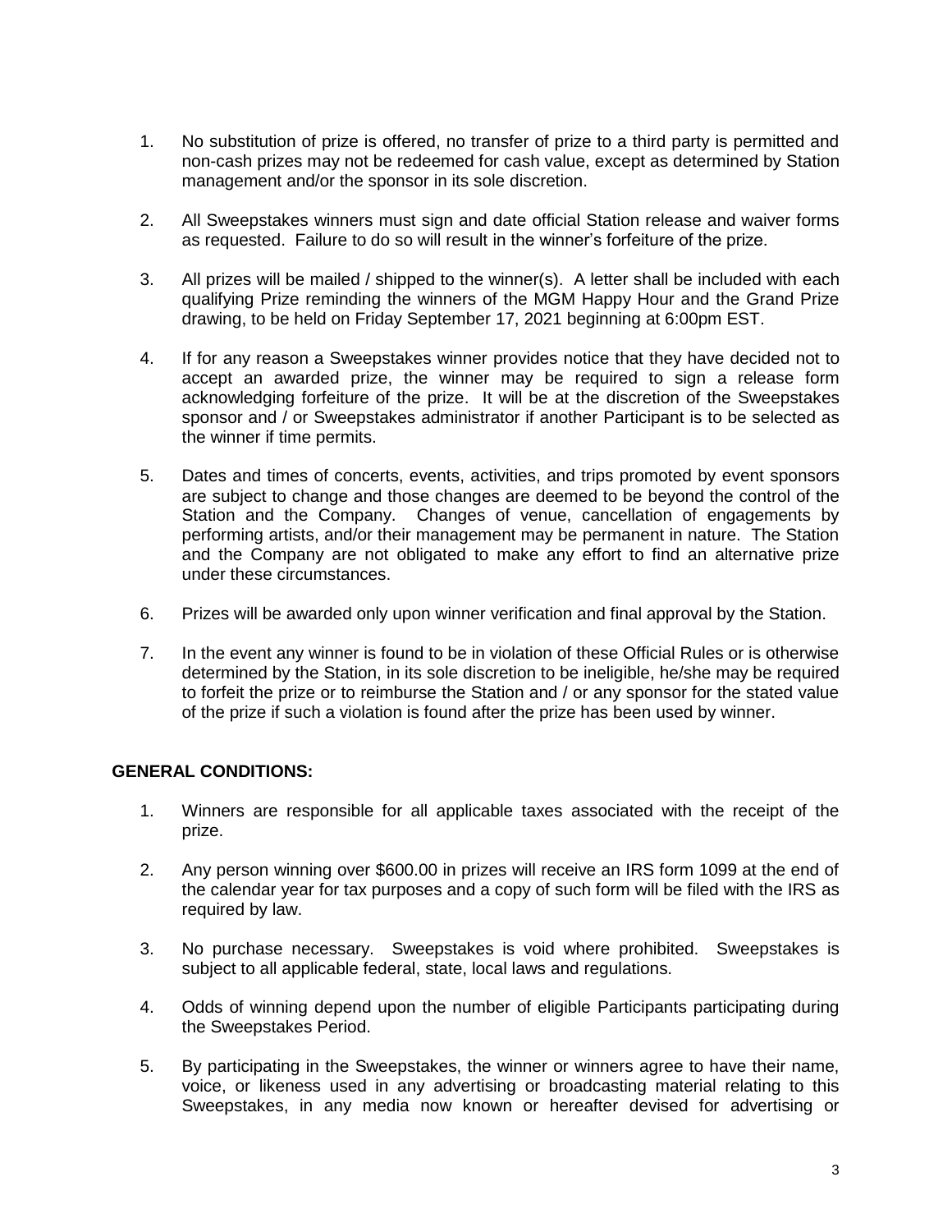1. No substitution of prize is offered, no transfer of prize to a third party is permitted and non-cash prizes may not be redeemed for cash value, except as determined by Station management and/or the sponsor in its sole discretion.

2. All Sweepstakes winners must sign and date official Station release and waiver forms as requested. Failure to do so will result in the winner's forfeiture of the prize.

3. All prizes will be mailed / shipped to the winner(s). A letter shall be included with each qualifying Prize reminding the winners of the MGM Happy Hour and the Grand Prize drawing, to be held on Friday September 17, 2021 beginning at 6:00pm EST.

4. If for any reason a Sweepstakes winner provides notice that they have decided not to accept an awarded prize, the winner may be required to sign a release form acknowledging forfeiture of the prize. It will be at the discretion of the Sweepstakes sponsor and / or Sweepstakes administrator if another Participant is to be selected as the winner if time permits.

5. Dates and times of concerts, events, activities, and trips promoted by event sponsors are subject to change and those changes are deemed to be beyond the control of the Station and the Company. Changes of venue, cancellation of engagements by performing artists, and/or their management may be permanent in nature. The Station and the Company are not obligated to make any effort to find an alternative prize under these circumstances.

6. Prizes will be awarded only upon winner verification and final approval by the Station.

7. In the event any winner is found to be in violation of these Official Rules or is otherwise determined by the Station, in its sole discretion to be ineligible, he/she may be required to forfeit the prize or to reimburse the Station and / or any sponsor for the stated value of the prize if such a violation is found after the prize has been used by winner.

**GENERAL CONDITIONS:**

1. Winners are responsible for all applicable taxes associated with the receipt of the prize.

2. Any person winning over $600.00 in prizes will receive an IRS form 1099 at the end of the calendar year for tax purposes and a copy of such form will be filed with the IRS as required by law.

3. No purchase necessary. Sweepstakes is void where prohibited. Sweepstakes is subject to all applicable federal, state, local laws and regulations.

4. Odds of winning depend upon the number of eligible Participants participating during the Sweepstakes Period.

5. By participating in the Sweepstakes, the winner or winners agree to have their name, voice, or likeness used in any advertising or broadcasting material relating to this Sweepstakes, in any media now known or hereafter devised for advertising or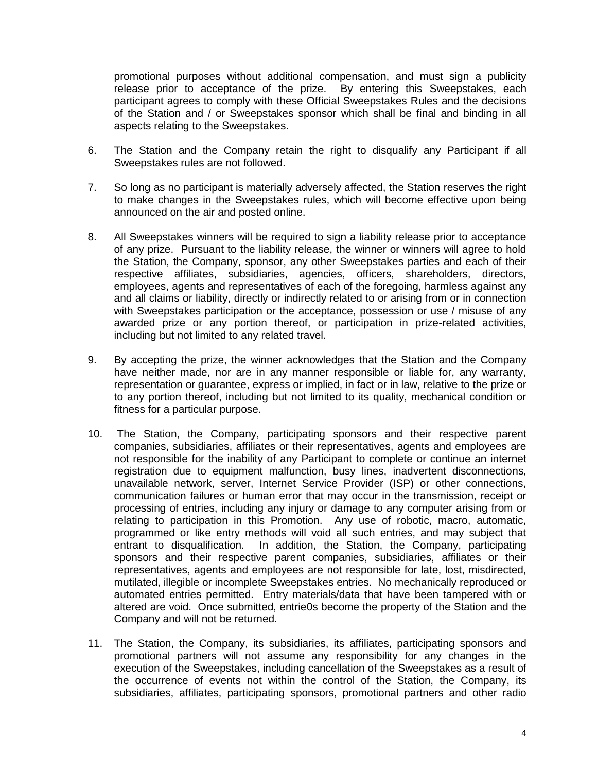promotional purposes without additional compensation, and must sign a publicity release prior to acceptance of the prize. By entering this Sweepstakes, each participant agrees to comply with these Official Sweepstakes Rules and the decisions of the Station and / or Sweepstakes sponsor which shall be final and binding in all aspects relating to the Sweepstakes.

6. The Station and the Company retain the right to disqualify any Participant if all Sweepstakes rules are not followed.

7. So long as no participant is materially adversely affected, the Station reserves the right to make changes in the Sweepstakes rules, which will become effective upon being announced on the air and posted online.

8. All Sweepstakes winners will be required to sign a liability release prior to acceptance of any prize. Pursuant to the liability release, the winner or winners will agree to hold the Station, the Company, sponsor, any other Sweepstakes parties and each of their respective affiliates, subsidiaries, agencies, officers, shareholders, directors, employees, agents and representatives of each of the foregoing, harmless against any and all claims or liability, directly or indirectly related to or arising from or in connection with Sweepstakes participation or the acceptance, possession or use / misuse of any awarded prize or any portion thereof, or participation in prize-related activities, including but not limited to any related travel.

9. By accepting the prize, the winner acknowledges that the Station and the Company have neither made, nor are in any manner responsible or liable for, any warranty, representation or guarantee, express or implied, in fact or in law, relative to the prize or to any portion thereof, including but not limited to its quality, mechanical condition or fitness for a particular purpose.

10. The Station, the Company, participating sponsors and their respective parent companies, subsidiaries, affiliates or their representatives, agents and employees are not responsible for the inability of any Participant to complete or continue an internet registration due to equipment malfunction, busy lines, inadvertent disconnections, unavailable network, server, Internet Service Provider (ISP) or other connections, communication failures or human error that may occur in the transmission, receipt or processing of entries, including any injury or damage to any computer arising from or relating to participation in this Promotion. Any use of robotic, macro, automatic, programmed or like entry methods will void all such entries, and may subject that entrant to disqualification. In addition, the Station, the Company, participating sponsors and their respective parent companies, subsidiaries, affiliates or their representatives, agents and employees are not responsible for late, lost, misdirected, mutilated, illegible or incomplete Sweepstakes entries. No mechanically reproduced or automated entries permitted. Entry materials/data that have been tampered with or altered are void. Once submitted, entrie0s become the property of the Station and the Company and will not be returned.

11. The Station, the Company, its subsidiaries, its affiliates, participating sponsors and promotional partners will not assume any responsibility for any changes in the execution of the Sweepstakes, including cancellation of the Sweepstakes as a result of the occurrence of events not within the control of the Station, the Company, its subsidiaries, affiliates, participating sponsors, promotional partners and other radio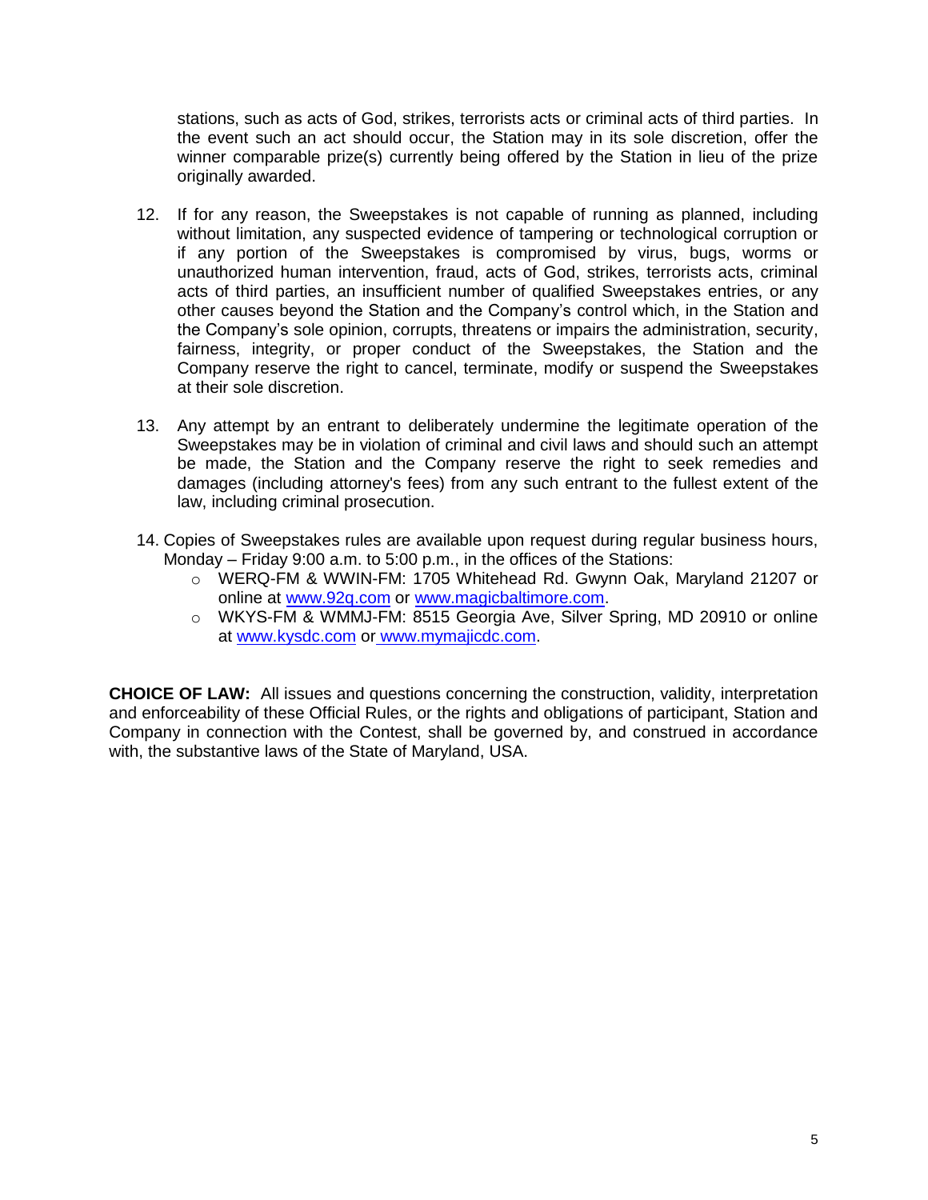stations, such as acts of God, strikes, terrorists acts or criminal acts of third parties. In the event such an act should occur, the Station may in its sole discretion, offer the winner comparable prize(s) currently being offered by the Station in lieu of the prize originally awarded.

12. If for any reason, the Sweepstakes is not capable of running as planned, including without limitation, any suspected evidence of tampering or technological corruption or if any portion of the Sweepstakes is compromised by virus, bugs, worms or unauthorized human intervention, fraud, acts of God, strikes, terrorists acts, criminal acts of third parties, an insufficient number of qualified Sweepstakes entries, or any other causes beyond the Station and the Company's control which, in the Station and the Company's sole opinion, corrupts, threatens or impairs the administration, security, fairness, integrity, or proper conduct of the Sweepstakes, the Station and the Company reserve the right to cancel, terminate, modify or suspend the Sweepstakes at their sole discretion.

13. Any attempt by an entrant to deliberately undermine the legitimate operation of the Sweepstakes may be in violation of criminal and civil laws and should such an attempt be made, the Station and the Company reserve the right to seek remedies and damages (including attorney's fees) from any such entrant to the fullest extent of the law, including criminal prosecution.

14. Copies of Sweepstakes rules are available upon request during regular business hours, Monday – Friday 9:00 a.m. to 5:00 p.m., in the offices of the Stations:
    - WERQ-FM & WWIN-FM: 1705 Whitehead Rd. Gwynn Oak, Maryland 21207 or online at www.92q.com or www.magicbaltimore.com.
    - WKYS-FM & WMMJ-FM: 8515 Georgia Ave, Silver Spring, MD 20910 or online at www.kysdc.com or www.mymajicdc.com.

**CHOICE OF LAW:** All issues and questions concerning the construction, validity, interpretation and enforceability of these Official Rules, or the rights and obligations of participant, Station and Company in connection with the Contest, shall be governed by, and construed in accordance with, the substantive laws of the State of Maryland, USA.